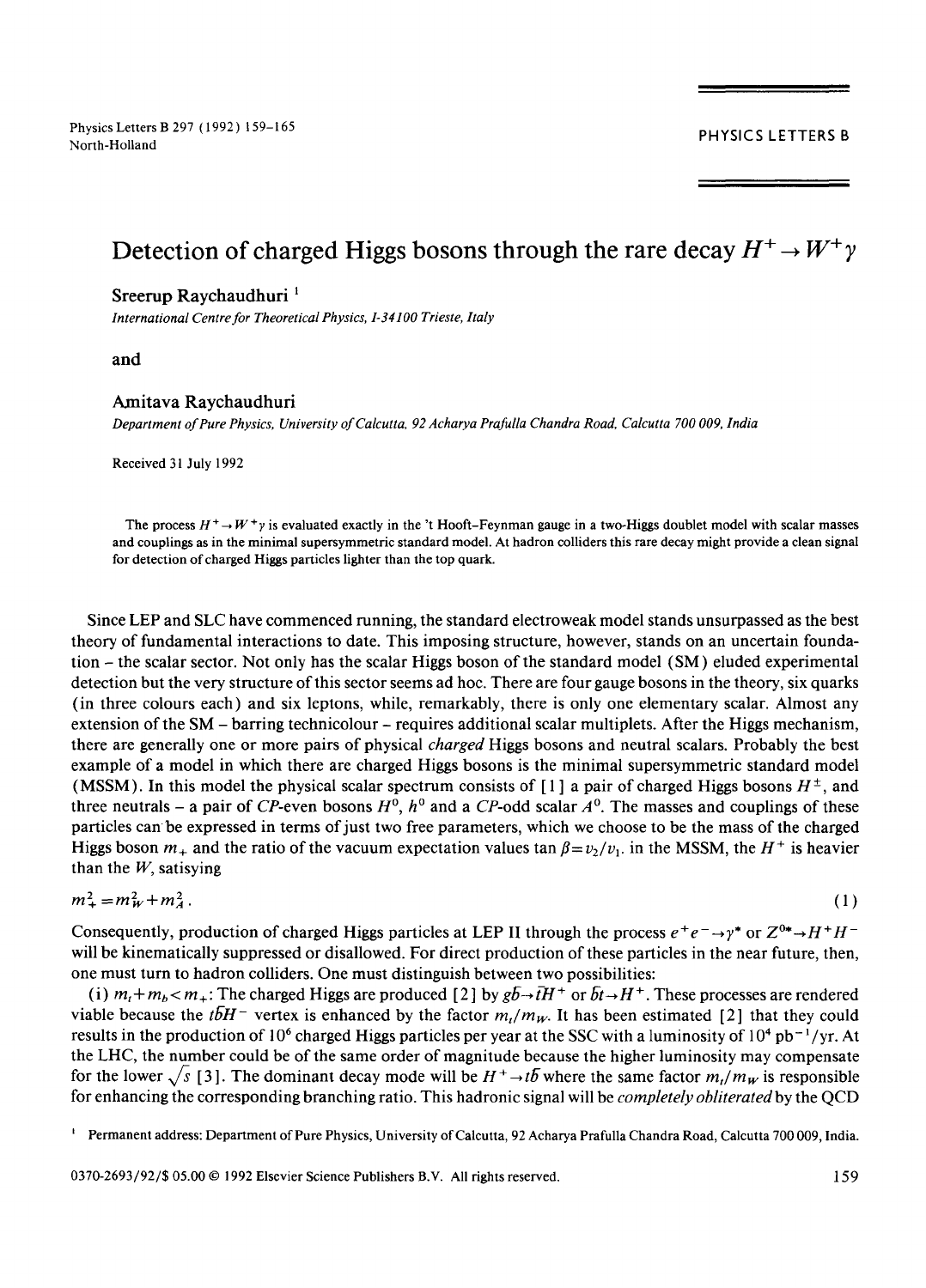# Detection of charged Higgs bosons through the rare decay $H^+ \to W^+\gamma$

Sreerup Raychaudhuri [1]

*International Centre for Theoretical Physics, I-34100 Trieste, Italy*

and

Amitava Raychaudhuri

*Department of Pure Physics, University of Calcutta, 92 Acharya Prafulla Chandra Road, Calcutta 700 009, India*

Received 31 July 1992

The process $H^+ \to W^+\gamma$ is evaluated exactly in the 't Hooft–Feynman gauge in a two-Higgs doublet model with scalar masses and couplings as in the minimal supersymmetric standard model. At hadron colliders this rare decay might provide a clean signal for detection of charged Higgs particles lighter than the top quark.

Since LEP and SLC have commenced running, the standard electroweak model stands unsurpassed as the best theory of fundamental interactions to date. This imposing structure, however, stands on an uncertain foundation – the scalar sector. Not only has the scalar Higgs boson of the standard model (SM) eluded experimental detection but the very structure of this sector seems ad hoc. There are four gauge bosons in the theory, six quarks (in three colours each) and six leptons, while, remarkably, there is only one elementary scalar. Almost any extension of the SM – barring technicolour – requires additional scalar multiplets. After the Higgs mechanism, there are generally one or more pairs of physical *charged* Higgs bosons and neutral scalars. Probably the best example of a model in which there are charged Higgs bosons is the minimal supersymmetric standard model (MSSM). In this model the physical scalar spectrum consists of [1] a pair of charged Higgs bosons $H^\pm$, and three neutrals – a pair of *CP*-even bosons $H^0$, $h^0$ and a *CP*-odd scalar $A^0$. The masses and couplings of these particles can be expressed in terms of just two free parameters, which we choose to be the mass of the charged Higgs boson $m_+$ and the ratio of the vacuum expectation values $\tan\beta = v_2/v_1$. in the MSSM, the $H^+$ is heavier than the $W$, satisying

$$m_+^2 = m_W^2 + m_A^2 . \tag{1}$$

Consequently, production of charged Higgs particles at LEP II through the process $e^+e^- \to \gamma^*$ or $Z^{0*} \to H^+H^-$ will be kinematically suppressed or disallowed. For direct production of these particles in the near future, then, one must turn to hadron colliders. One must distinguish between two possibilities:

(i) $m_t + m_b < m_+$: The charged Higgs are produced [2] by $g\bar{b} \to \bar{t}H^+$ or $\bar{b}t \to H^+$. These processes are rendered viable because the $t\bar{b}H^-$ vertex is enhanced by the factor $m_t/m_W$. It has been estimated [2] that they could results in the production of $10^6$ charged Higgs particles per year at the SSC with a luminosity of $10^4$ pb$^{-1}$/yr. At the LHC, the number could be of the same order of magnitude because the higher luminosity may compensate for the lower $\sqrt{s}$ [3]. The dominant decay mode will be $H^+ \to t\bar{b}$ where the same factor $m_t/m_W$ is responsible for enhancing the corresponding branching ratio. This hadronic signal will be *completely obliterated* by the QCD

[1] Permanent address: Department of Pure Physics, University of Calcutta, 92 Acharya Prafulla Chandra Road, Calcutta 700 009, India.

0370-2693/92/$ 05.00 © 1992 Elsevier Science Publishers B.V. All rights reserved.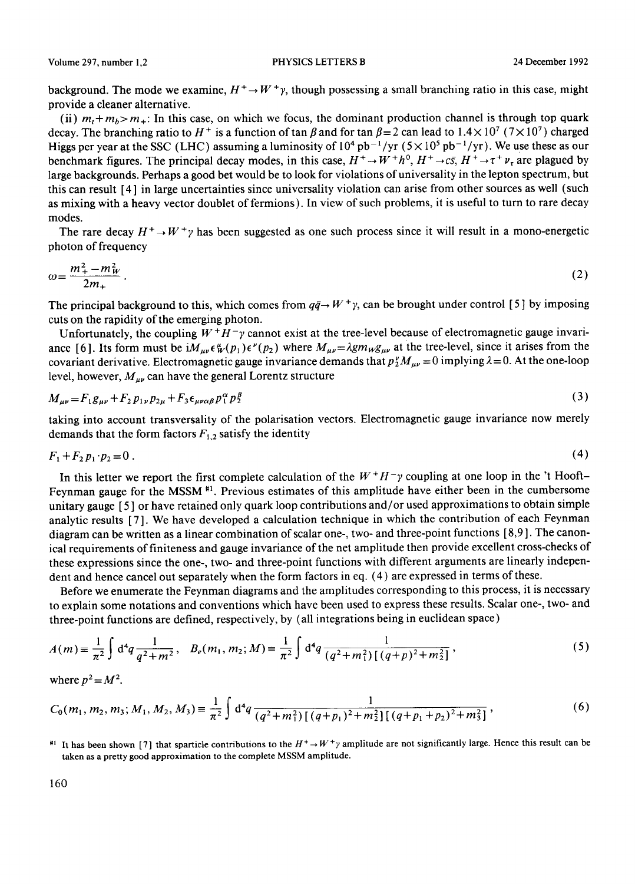background. The mode we examine, $H^+ \to W^+\gamma$, though possessing a small branching ratio in this case, might provide a cleaner alternative.

(ii) $m_t + m_b > m_+$: In this case, on which we focus, the dominant production channel is through top quark decay. The branching ratio to $H^+$ is a function of $\tan\beta$ and for $\tan\beta = 2$ can lead to $1.4\times10^7$ ($7\times10^7$) charged Higgs per year at the SSC (LHC) assuming a luminosity of $10^4$ pb$^{-1}$/yr ($5\times10^5$ pb$^{-1}$/yr). We use these as our benchmark figures. The principal decay modes, in this case, $H^+ \to W^+h^0$, $H^+ \to c\bar{s}$, $H^+ \to \tau^+\nu_\tau$ are plagued by large backgrounds. Perhaps a good bet would be to look for violations of universality in the lepton spectrum, but this can result [4] in large uncertainties since universality violation can arise from other sources as well (such as mixing with a heavy vector doublet of fermions). In view of such problems, it is useful to turn to rare decay modes.

The rare decay $H^+ \to W^+\gamma$ has been suggested as one such process since it will result in a mono-energetic photon of frequency

$$\omega = \frac{m_+^2 - m_W^2}{2m_+}. \tag{2}$$

The principal background to this, which comes from $q\bar{q} \to W^+\gamma$, can be brought under control [5] by imposing cuts on the rapidity of the emerging photon.

Unfortunately, the coupling $W^+H^-\gamma$ cannot exist at the tree-level because of electromagnetic gauge invariance [6]. Its form must be $iM_{\mu\nu}\epsilon^\mu_W(p_1)\epsilon^\nu(p_2)$ where $M_{\mu\nu} = \lambda g m_W g_{\mu\nu}$ at the tree-level, since it arises from the covariant derivative. Electromagnetic gauge invariance demands that $p_2^\nu M_{\mu\nu} = 0$ implying $\lambda = 0$. At the one-loop level, however, $M_{\mu\nu}$ can have the general Lorentz structure

$$M_{\mu\nu} = F_1 g_{\mu\nu} + F_2 p_{1\nu} p_{2\mu} + F_3 \epsilon_{\mu\nu\alpha\beta} p_1^\alpha p_2^\beta \tag{3}$$

taking into account transversality of the polarisation vectors. Electromagnetic gauge invariance now merely demands that the form factors $F_{1,2}$ satisfy the identity

$$F_1 + F_2\, p_1 \cdot p_2 = 0\,. \tag{4}$$

In this letter we report the first complete calculation of the $W^+H^-\gamma$ coupling at one loop in the 't Hooft–Feynman gauge for the MSSM [#1]. Previous estimates of this amplitude have either been in the cumbersome unitary gauge [5] or have retained only quark loop contributions and/or used approximations to obtain simple analytic results [7]. We have developed a calculation technique in which the contribution of each Feynman diagram can be written as a linear combination of scalar one-, two- and three-point functions [8,9]. The canonical requirements of finiteness and gauge invariance of the net amplitude then provide excellent cross-checks of these expressions since the one-, two- and three-point functions with different arguments are linearly independent and hence cancel out separately when the form factors in eq. (4) are expressed in terms of these.

Before we enumerate the Feynman diagrams and the amplitudes corresponding to this process, it is necessary to explain some notations and conventions which have been used to express these results. Scalar one-, two- and three-point functions are defined, respectively, by (all integrations being in euclidean space)

$$A(m) \equiv \frac{1}{\pi^2}\int d^4q\, \frac{1}{q^2+m^2}, \quad B_e(m_1, m_2; M) \equiv \frac{1}{\pi^2}\int d^4q\, \frac{1}{(q^2+m_1^2)[(q+p)^2+m_2^2]}, \tag{5}$$

where $p^2 = M^2$.

$$C_0(m_1, m_2, m_3; M_1, M_2, M_3) \equiv \frac{1}{\pi^2}\int d^4q\, \frac{1}{(q^2+m_1^2)[(q+p_1)^2+m_2^2][(q+p_1+p_2)^2+m_3^2]}, \tag{6}$$

[#1] It has been shown [7] that sparticle contributions to the $H^+ \to W^+\gamma$ amplitude are not significantly large. Hence this result can be taken as a pretty good approximation to the complete MSSM amplitude.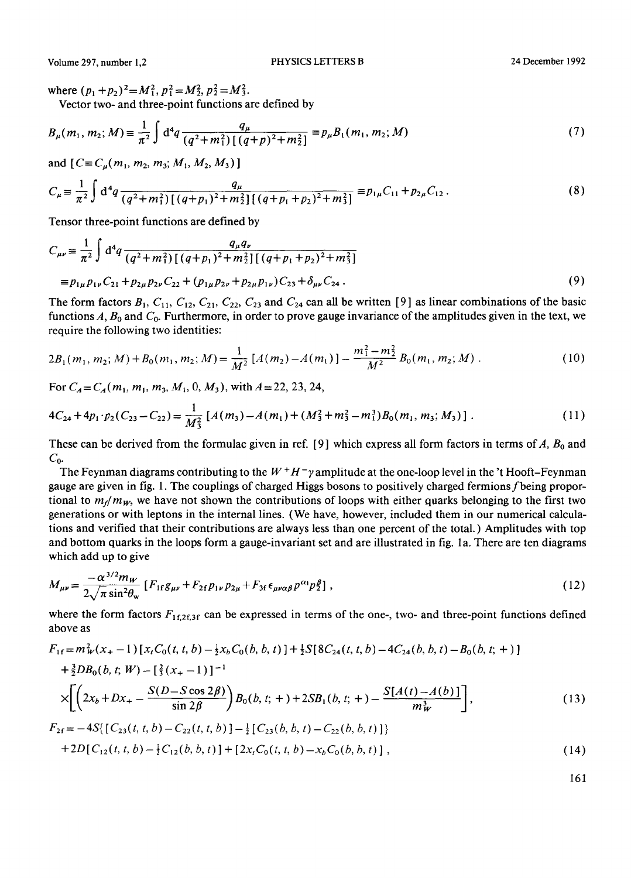where $(p_1+p_2)^2=M_1^2$, $p_1^2=M_2^2$, $p_2^2=M_3^2$.

Vector two- and three-point functions are defined by

$$B_\mu(m_1,m_2;M)\equiv\frac{1}{\pi^2}\int d^4q\frac{q_\mu}{(q^2+m_1^2)[(q+p)^2+m_2^2]}\equiv p_\mu B_1(m_1,m_2;M) \tag{7}$$

and $[C\equiv C_\mu(m_1,m_2,m_3;M_1,M_2,M_3)]$

$$C_\mu\equiv\frac{1}{\pi^2}\int d^4q\frac{q_\mu}{(q^2+m_1^2)[(q+p_1)^2+m_2^2][(q+p_1+p_2)^2+m_3^2]}\equiv p_{1\mu}C_{11}+p_{2\mu}C_{12}. \tag{8}$$

Tensor three-point functions are defined by

$$\begin{aligned}C_{\mu\nu}\equiv&\frac{1}{\pi^2}\int d^4q\frac{q_\mu q_\nu}{(q^2+m_1^2)[(q+p_1)^2+m_2^2][(q+p_1+p_2)^2+m_3^2]}\\ \equiv&\,p_{1\mu}p_{1\nu}C_{21}+p_{2\mu}p_{2\nu}C_{22}+(p_{1\mu}p_{2\nu}+p_{2\mu}p_{1\nu})C_{23}+\delta_{\mu\nu}C_{24}.\end{aligned} \tag{9}$$

The form factors $B_1$, $C_{11}$, $C_{12}$, $C_{21}$, $C_{22}$, $C_{23}$ and $C_{24}$ can all be written [9] as linear combinations of the basic functions $A$, $B_0$ and $C_0$. Furthermore, in order to prove gauge invariance of the amplitudes given in the text, we require the following two identities:

$$2B_1(m_1,m_2;M)+B_0(m_1,m_2;M)=\frac{1}{M^2}[A(m_2)-A(m_1)]-\frac{m_1^2-m_2^2}{M^2}B_0(m_1,m_2;M). \tag{10}$$

For $C_A=C_A(m_1,m_1,m_3,M_1,0,M_3)$, with $A=22, 23, 24$,

$$4C_{24}+4p_1\cdot p_2(C_{23}-C_{22})=\frac{1}{M_3^2}[A(m_3)-A(m_1)+(M_3^2+m_3^2-m_1^3)B_0(m_1,m_3;M_3)]. \tag{11}$$

These can be derived from the formulae given in ref. [9] which express all form factors in terms of $A$, $B_0$ and $C_0$.

The Feynman diagrams contributing to the $W^+H^-\gamma$ amplitude at the one-loop level in the 't Hooft–Feynman gauge are given in fig. 1. The couplings of charged Higgs bosons to positively charged fermions $f$ being proportional to $m_f/m_W$, we have not shown the contributions of loops with either quarks belonging to the first two generations or with leptons in the internal lines. (We have, however, included them in our numerical calculations and verified that their contributions are always less than one percent of the total.) Amplitudes with top and bottom quarks in the loops form a gauge-invariant set and are illustrated in fig. 1a. There are ten diagrams which add up to give

$$M_{\mu\nu}=\frac{-\alpha^{3/2}m_W}{2\sqrt{\pi}\sin^2\theta_w}[F_{1f}g_{\mu\nu}+F_{2f}p_{1\nu}p_{2\mu}+F_{3f}\epsilon_{\mu\nu\alpha\beta}p^{\alpha_1}p_2^\beta], \tag{12}$$

where the form factors $F_{1f,2f,3f}$ can be expressed in terms of the one-, two- and three-point functions defined above as

$$\begin{aligned}F_{1f}=&\,m_W^2(x_+-1)[x_tC_0(t,t,b)-\tfrac{1}{2}x_bC_0(b,b,t)]+\tfrac{1}{2}S[8C_{24}(t,t,b)-4C_{24}(b,b,t)-B_0(b,t;+)]\\ &+\tfrac{3}{2}DB_0(b,t;W)-[\tfrac{2}{3}(x_+-1)]^{-1}\\ &\times\left[\left(2x_b+Dx_+-\frac{S(D-S\cos2\beta)}{\sin2\beta}\right)B_0(b,t;+)+2SB_1(b,t;+)-\frac{S[A(t)-A(b)]}{m_W^3}\right],\end{aligned} \tag{13}$$

$$\begin{aligned}F_{2f}=&-4S\{[C_{23}(t,t,b)-C_{22}(t,t,b)]-\tfrac{1}{2}[C_{23}(b,b,t)-C_{22}(b,b,t)]\}\\ &+2D[C_{12}(t,t,b)-\tfrac{1}{2}C_{12}(b,b,t)]+[2x_tC_0(t,t,b)-x_bC_0(b,b,t)],\end{aligned} \tag{14}$$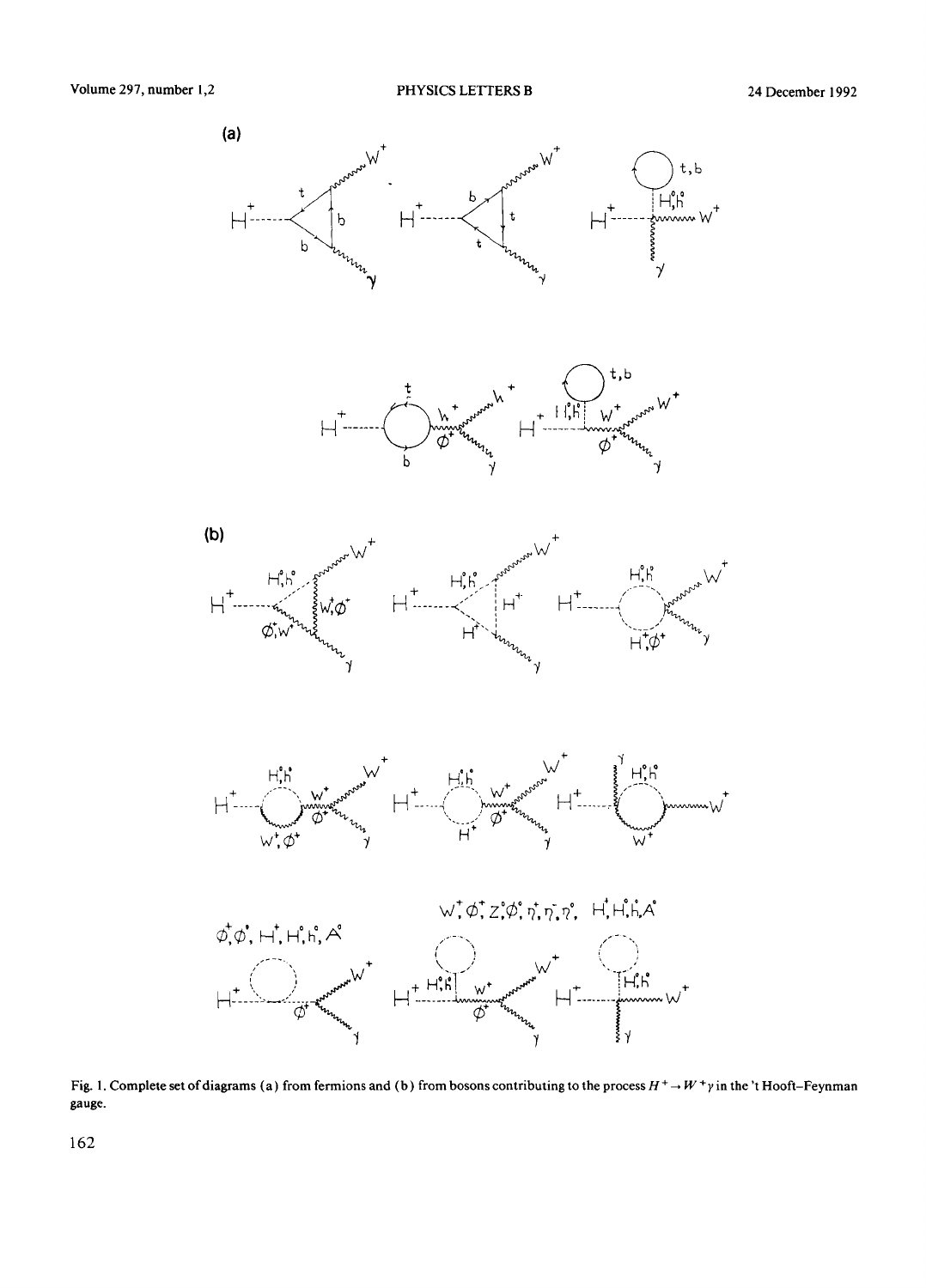Fig. 1. Complete set of diagrams (a) from fermions and (b) from bosons contributing to the process $H^+ \to W^+\gamma$ in the 't Hooft–Feynman gauge.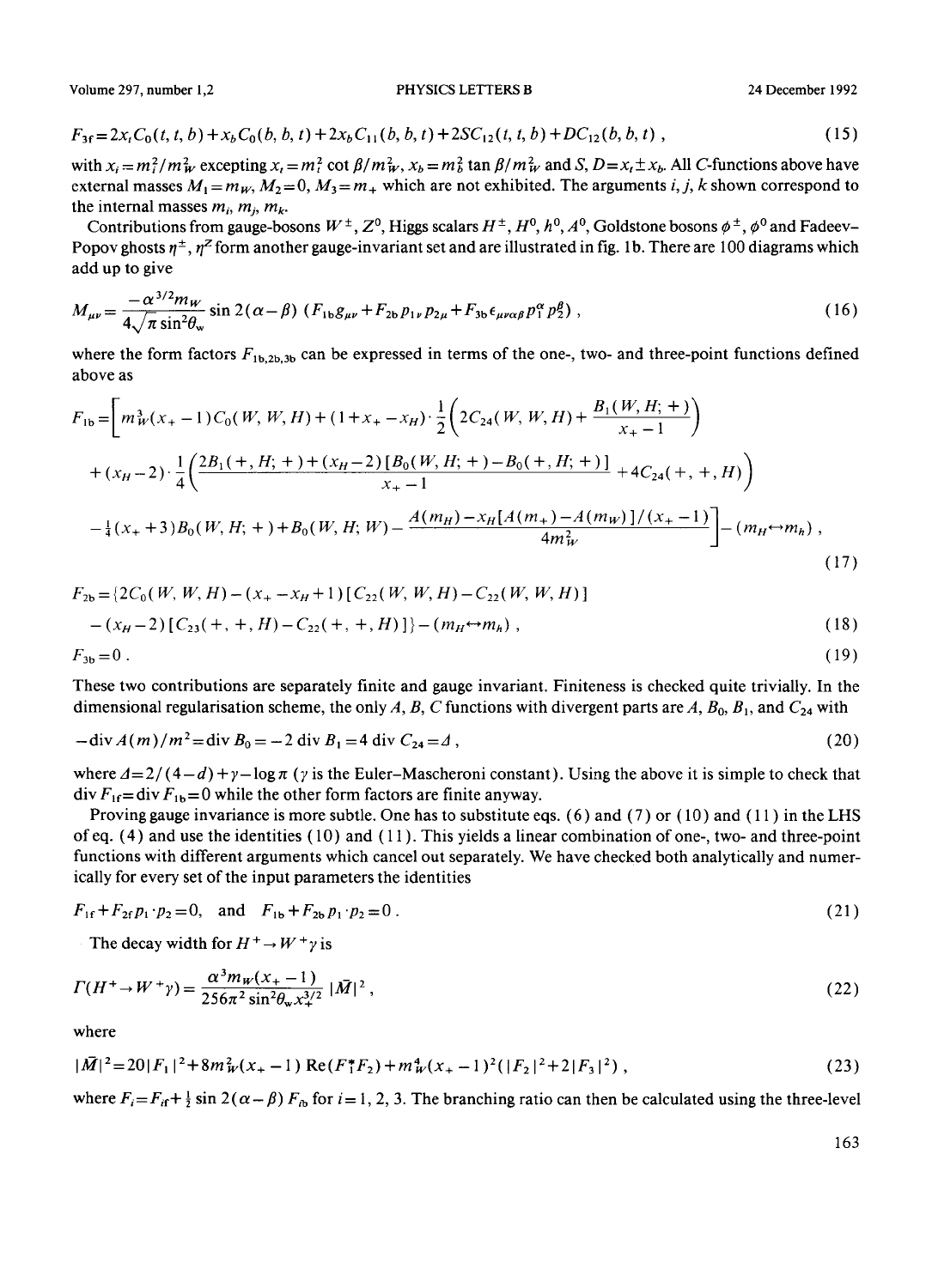$$F_{3f} = 2x_t C_0(t, t, b) + x_b C_0(b, b, t) + 2x_b C_{11}(b, b, t) + 2SC_{12}(t, t, b) + DC_{12}(b, b, t) , \tag{15}$$

with $x_i = m_i^2/m_W^2$ excepting $x_t = m_t^2 \cot\beta/m_W^2$, $x_b = m_b^2 \tan\beta/m_W^2$ and $S, D = x_t \pm x_b$. All $C$-functions above have external masses $M_1 = m_W$, $M_2 = 0$, $M_3 = m_+$ which are not exhibited. The arguments $i, j, k$ shown correspond to the internal masses $m_i$, $m_j$, $m_k$.

Contributions from gauge-bosons $W^\pm$, $Z^0$, Higgs scalars $H^\pm$, $H^0$, $h^0$, $A^0$, Goldstone bosons $\phi^\pm$, $\phi^0$ and Fadeev–Popov ghosts $\eta^\pm$, $\eta^Z$ form another gauge-invariant set and are illustrated in fig. 1b. There are 100 diagrams which add up to give

$$M_{\mu\nu} = \frac{-\alpha^{3/2} m_W}{4\sqrt{\pi}\sin^2\theta_w} \sin 2(\alpha - \beta)\ (F_{1b} g_{\mu\nu} + F_{2b} p_{1\nu} p_{2\mu} + F_{3b} \epsilon_{\mu\nu\alpha\beta} p_1^\alpha p_2^\beta) , \tag{16}$$

where the form factors $F_{1b,2b,3b}$ can be expressed in terms of the one-, two- and three-point functions defined above as

$$\begin{aligned} F_{1b} = \Bigg[ & m_W^3 (x_+ - 1) C_0(W, W, H) + (1 + x_+ - x_H) \cdot \frac{1}{2} \left( 2C_{24}(W, W, H) + \frac{B_1(W, H; +)}{x_+ - 1} \right) \\ & + (x_H - 2) \cdot \frac{1}{4} \left( \frac{2B_1(+, H; +) + (x_H - 2)[B_0(W, H; +) - B_0(+, H; +)]}{x_+ - 1} + 4C_{24}(+, +, H) \right) \\ & - \tfrac{1}{4}(x_+ + 3) B_0(W, H; +) + B_0(W, H; W) - \frac{A(m_H) - x_H [A(m_+) - A(m_W)]/(x_+ - 1)}{4m_W^2} \Bigg] - (m_H \leftrightarrow m_h) , \end{aligned} \tag{17}$$

$$\begin{aligned} F_{2b} = \{ & 2C_0(W, W, H) - (x_+ - x_H + 1)[C_{22}(W, W, H) - C_{22}(W, W, H)] \\ & - (x_H - 2)[C_{23}(+, +, H) - C_{22}(+, +, H)] \} - (m_H \leftrightarrow m_h) , \end{aligned} \tag{18}$$

$$F_{3b} = 0 . \tag{19}$$

These two contributions are separately finite and gauge invariant. Finiteness is checked quite trivially. In the dimensional regularisation scheme, the only $A$, $B$, $C$ functions with divergent parts are $A$, $B_0$, $B_1$, and $C_{24}$ with

$$-\mathrm{div}\, A(m)/m^2 = \mathrm{div}\, B_0 = -2\, \mathrm{div}\, B_1 = 4\, \mathrm{div}\, C_{24} = \Delta , \tag{20}$$

where $\Delta = 2/(4-d) + \gamma - \log\pi$ ($\gamma$ is the Euler–Mascheroni constant). Using the above it is simple to check that $\mathrm{div}\, F_{1f} = \mathrm{div}\, F_{1b} = 0$ while the other form factors are finite anyway.

Proving gauge invariance is more subtle. One has to substitute eqs. (6) and (7) or (10) and (11) in the LHS of eq. (4) and use the identities (10) and (11). This yields a linear combination of one-, two- and three-point functions with different arguments which cancel out separately. We have checked both analytically and numerically for every set of the input parameters the identities

$$F_{1f} + F_{2f}\, p_1 \cdot p_2 = 0, \quad \text{and} \quad F_{1b} + F_{2b}\, p_1 \cdot p_2 = 0 . \tag{21}$$

The decay width for $H^+ \to W^+ \gamma$ is

$$\Gamma(H^+ \to W^+ \gamma) = \frac{\alpha^3 m_W (x_+ - 1)}{256\pi^2 \sin^2\theta_w x_+^{3/2}} |\bar{M}|^2 , \tag{22}$$

where

$$|\bar{M}|^2 = 20|F_1|^2 + 8m_W^2 (x_+ - 1)\, \mathrm{Re}(F_1^* F_2) + m_W^4 (x_+ - 1)^2 (|F_2|^2 + 2|F_3|^2) , \tag{23}$$

where $F_i = F_{if} + \frac{1}{2}\sin 2(\alpha - \beta) F_{ib}$ for $i = 1, 2, 3$. The branching ratio can then be calculated using the three-level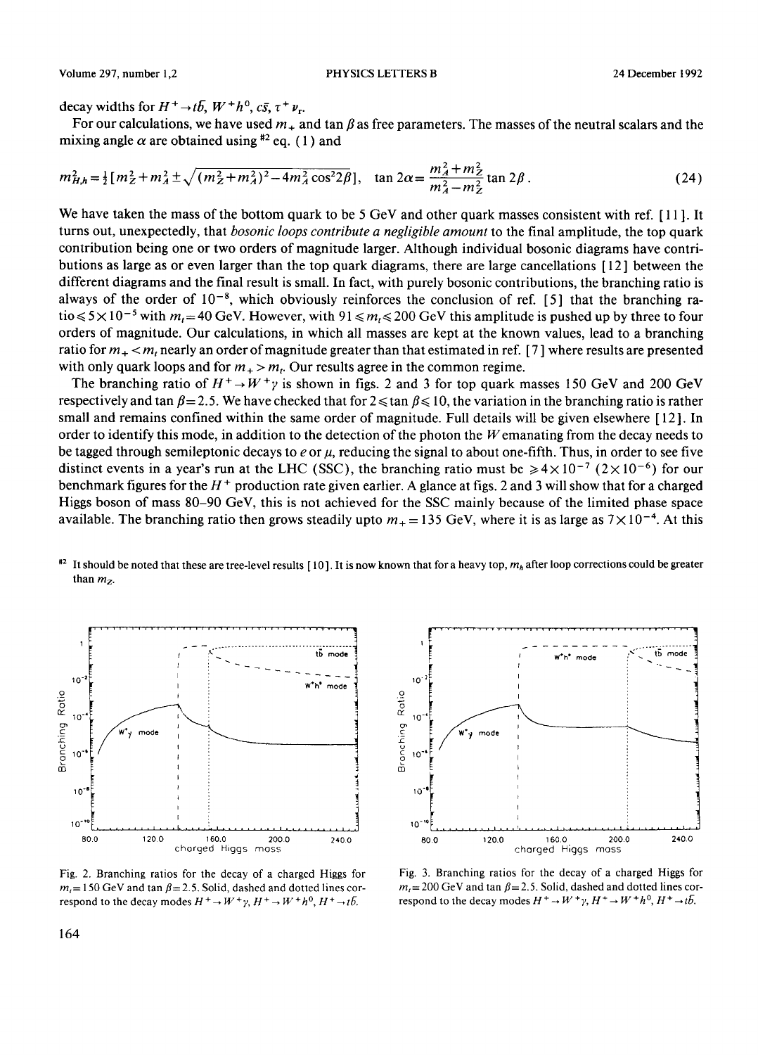decay widths for $H^+ \to t\bar{b}$, $W^+h^0$, $c\bar{s}$, $\tau^+\nu_\tau$.

For our calculations, we have used $m_+$ and $\tan\beta$ as free parameters. The masses of the neutral scalars and the mixing angle $\alpha$ are obtained using [#2] eq. (1) and

$$m^2_{H,h} = \tfrac{1}{2}\left[m_Z^2 + m_A^2 \pm \sqrt{(m_Z^2+m_A^2)^2 - 4m_A^2\cos^2 2\beta}\right], \quad \tan 2\alpha = \frac{m_A^2+m_Z^2}{m_A^2-m_Z^2}\tan 2\beta\,. \tag{24}$$

We have taken the mass of the bottom quark to be 5 GeV and other quark masses consistent with ref. [11]. It turns out, unexpectedly, that *bosonic loops contribute a negligible amount* to the final amplitude, the top quark contribution being one or two orders of magnitude larger. Although individual bosonic diagrams have contributions as large as or even larger than the top quark diagrams, there are large cancellations [12] between the different diagrams and the final result is small. In fact, with purely bosonic contributions, the branching ratio is always of the order of $10^{-8}$, which obviously reinforces the conclusion of ref. [5] that the branching ratio $\leqslant 5\times10^{-5}$ with $m_t = 40$ GeV. However, with $91 \leqslant m_t \leqslant 200$ GeV this amplitude is pushed up by three to four orders of magnitude. Our calculations, in which all masses are kept at the known values, lead to a branching ratio for $m_+ < m_t$ nearly an order of magnitude greater than that estimated in ref. [7] where results are presented with only quark loops and for $m_+ > m_t$. Our results agree in the common regime.

The branching ratio of $H^+ \to W^+\gamma$ is shown in figs. 2 and 3 for top quark masses 150 GeV and 200 GeV respectively and $\tan\beta = 2.5$. We have checked that for $2 \leqslant \tan\beta \leqslant 10$, the variation in the branching ratio is rather small and remains confined within the same order of magnitude. Full details will be given elsewhere [12]. In order to identify this mode, in addition to the detection of the photon the $W$ emanating from the decay needs to be tagged through semileptonic decays to $e$ or $\mu$, reducing the signal to about one-fifth. Thus, in order to see five distinct events in a year's run at the LHC (SSC), the branching ratio must be $\geqslant 4\times10^{-7}$ ($2\times10^{-6}$) for our benchmark figures for the $H^+$ production rate given earlier. A glance at figs. 2 and 3 will show that for a charged Higgs boson of mass 80–90 GeV, this is not achieved for the SSC mainly because of the limited phase space available. The branching ratio then grows steadily upto $m_+ = 135$ GeV, where it is as large as $7\times10^{-4}$. At this

[#2] It should be noted that these are tree-level results [10]. It is now known that for a heavy top, $m_h$ after loop corrections could be greater than $m_Z$.

Fig. 2. Branching ratios for the decay of a charged Higgs for $m_t = 150$ GeV and $\tan\beta = 2.5$. Solid, dashed and dotted lines correspond to the decay modes $H^+ \to W^+\gamma$, $H^+ \to W^+h^0$, $H^+ \to t\bar{b}$.

Fig. 3. Branching ratios for the decay of a charged Higgs for $m_t = 200$ GeV and $\tan\beta = 2.5$. Solid, dashed and dotted lines correspond to the decay modes $H^+ \to W^+\gamma$, $H^+ \to W^+h^0$, $H^+ \to t\bar{b}$.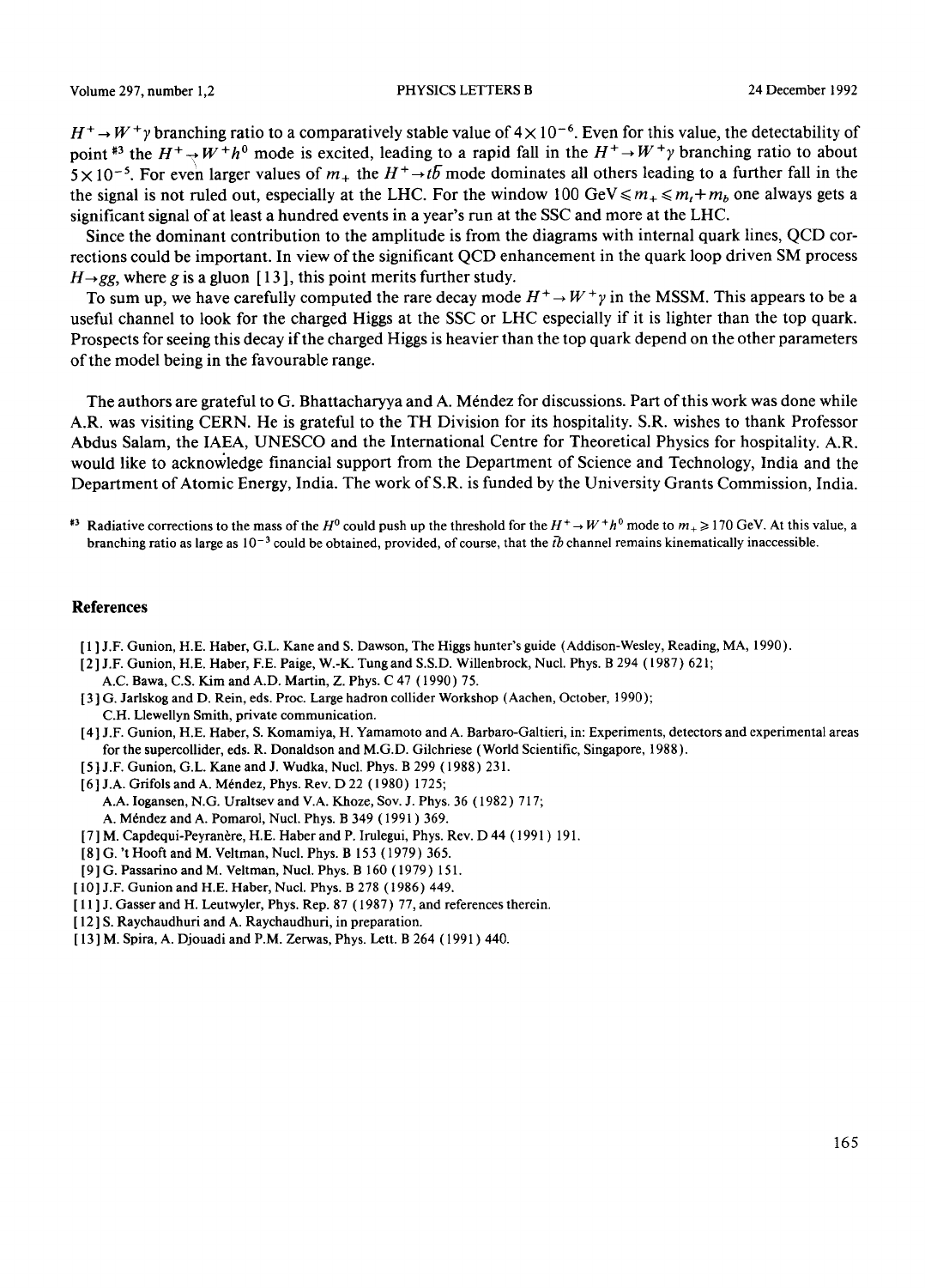$H^+ \to W^+\gamma$ branching ratio to a comparatively stable value of $4\times10^{-6}$. Even for this value, the detectability of point [#3] the $H^+ \to W^+h^0$ mode is excited, leading to a rapid fall in the $H^+ \to W^+\gamma$ branching ratio to about $5\times10^{-5}$. For even larger values of $m_+$ the $H^+ \to t\bar{b}$ mode dominates all others leading to a further fall in the the signal is not ruled out, especially at the LHC. For the window 100 GeV $\leqslant m_+ \leqslant m_t + m_b$ one always gets a significant signal of at least a hundred events in a year's run at the SSC and more at the LHC.

Since the dominant contribution to the amplitude is from the diagrams with internal quark lines, QCD corrections could be important. In view of the significant QCD enhancement in the quark loop driven SM process $H \to gg$, where $g$ is a gluon [13], this point merits further study.

To sum up, we have carefully computed the rare decay mode $H^+ \to W^+\gamma$ in the MSSM. This appears to be a useful channel to look for the charged Higgs at the SSC or LHC especially if it is lighter than the top quark. Prospects for seeing this decay if the charged Higgs is heavier than the top quark depend on the other parameters of the model being in the favourable range.

The authors are grateful to G. Bhattacharyya and A. Méndez for discussions. Part of this work was done while A.R. was visiting CERN. He is grateful to the TH Division for its hospitality. S.R. wishes to thank Professor Abdus Salam, the IAEA, UNESCO and the International Centre for Theoretical Physics for hospitality. A.R. would like to acknowledge financial support from the Department of Science and Technology, India and the Department of Atomic Energy, India. The work of S.R. is funded by the University Grants Commission, India.

[#3] Radiative corrections to the mass of the $H^0$ could push up the threshold for the $H^+ \to W^+h^0$ mode to $m_+ \geqslant 170$ GeV. At this value, a branching ratio as large as $10^{-3}$ could be obtained, provided, of course, that the $\bar{t}b$ channel remains kinematically inaccessible.

## References

[1] J.F. Gunion, H.E. Haber, G.L. Kane and S. Dawson, The Higgs hunter's guide (Addison-Wesley, Reading, MA, 1990).

[2] J.F. Gunion, H.E. Haber, F.E. Paige, W.-K. Tung and S.S.D. Willenbrock, Nucl. Phys. B 294 (1987) 621;
A.C. Bawa, C.S. Kim and A.D. Martin, Z. Phys. C 47 (1990) 75.

[3] G. Jarlskog and D. Rein, eds. Proc. Large hadron collider Workshop (Aachen, October, 1990);
C.H. Llewellyn Smith, private communication.

[4] J.F. Gunion, H.E. Haber, S. Komamiya, H. Yamamoto and A. Barbaro-Galtieri, in: Experiments, detectors and experimental areas for the supercollider, eds. R. Donaldson and M.G.D. Gilchriese (World Scientific, Singapore, 1988).

[5] J.F. Gunion, G.L. Kane and J. Wudka, Nucl. Phys. B 299 (1988) 231.

[6] J.A. Grifols and A. Méndez, Phys. Rev. D 22 (1980) 1725;
A.A. Iogansen, N.G. Uraltsev and V.A. Khoze, Sov. J. Phys. 36 (1982) 717;
A. Méndez and A. Pomarol, Nucl. Phys. B 349 (1991) 369.

[7] M. Capdequi-Peyranère, H.E. Haber and P. Irulegui, Phys. Rev. D 44 (1991) 191.

[8] G. 't Hooft and M. Veltman, Nucl. Phys. B 153 (1979) 365.

[9] G. Passarino and M. Veltman, Nucl. Phys. B 160 (1979) 151.

[10] J.F. Gunion and H.E. Haber, Nucl. Phys. B 278 (1986) 449.

[11] J. Gasser and H. Leutwyler, Phys. Rep. 87 (1987) 77, and references therein.

[12] S. Raychaudhuri and A. Raychaudhuri, in preparation.

[13] M. Spira, A. Djouadi and P.M. Zerwas, Phys. Lett. B 264 (1991) 440.